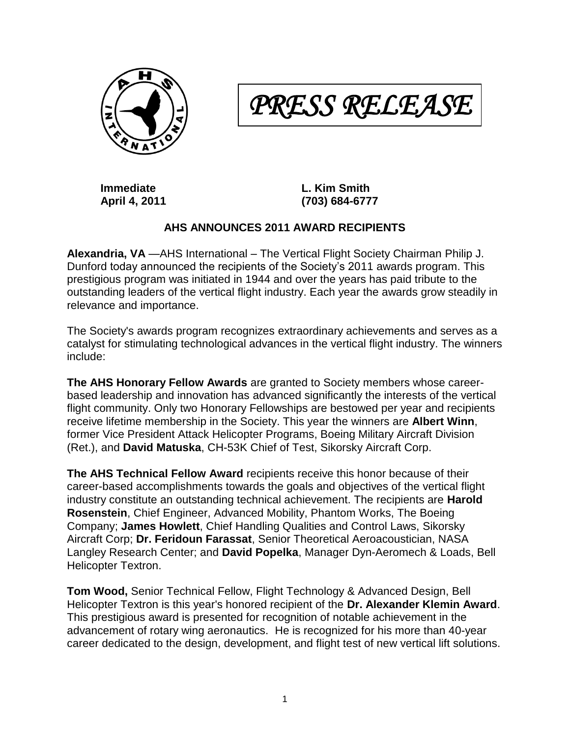*PRESS RELEASE*

**Immediate** **L. Kim Smith**
**April 4, 2011** **(703) 684-6777**

## AHS ANNOUNCES 2011 AWARD RECIPIENTS

**Alexandria, VA** —AHS International – The Vertical Flight Society Chairman Philip J. Dunford today announced the recipients of the Society's 2011 awards program. This prestigious program was initiated in 1944 and over the years has paid tribute to the outstanding leaders of the vertical flight industry. Each year the awards grow steadily in relevance and importance.

The Society's awards program recognizes extraordinary achievements and serves as a catalyst for stimulating technological advances in the vertical flight industry. The winners include:

**The AHS Honorary Fellow Awards** are granted to Society members whose career-based leadership and innovation has advanced significantly the interests of the vertical flight community. Only two Honorary Fellowships are bestowed per year and recipients receive lifetime membership in the Society. This year the winners are **Albert Winn**, former Vice President Attack Helicopter Programs, Boeing Military Aircraft Division (Ret.), and **David Matuska**, CH-53K Chief of Test, Sikorsky Aircraft Corp.

**The AHS Technical Fellow Award** recipients receive this honor because of their career-based accomplishments towards the goals and objectives of the vertical flight industry constitute an outstanding technical achievement. The recipients are **Harold Rosenstein**, Chief Engineer, Advanced Mobility, Phantom Works, The Boeing Company; **James Howlett**, Chief Handling Qualities and Control Laws, Sikorsky Aircraft Corp; **Dr. Feridoun Farassat**, Senior Theoretical Aeroacoustician, NASA Langley Research Center; and **David Popelka**, Manager Dyn-Aeromech & Loads, Bell Helicopter Textron.

**Tom Wood,** Senior Technical Fellow, Flight Technology & Advanced Design, Bell Helicopter Textron is this year's honored recipient of the **Dr. Alexander Klemin Award**. This prestigious award is presented for recognition of notable achievement in the advancement of rotary wing aeronautics. He is recognized for his more than 40-year career dedicated to the design, development, and flight test of new vertical lift solutions.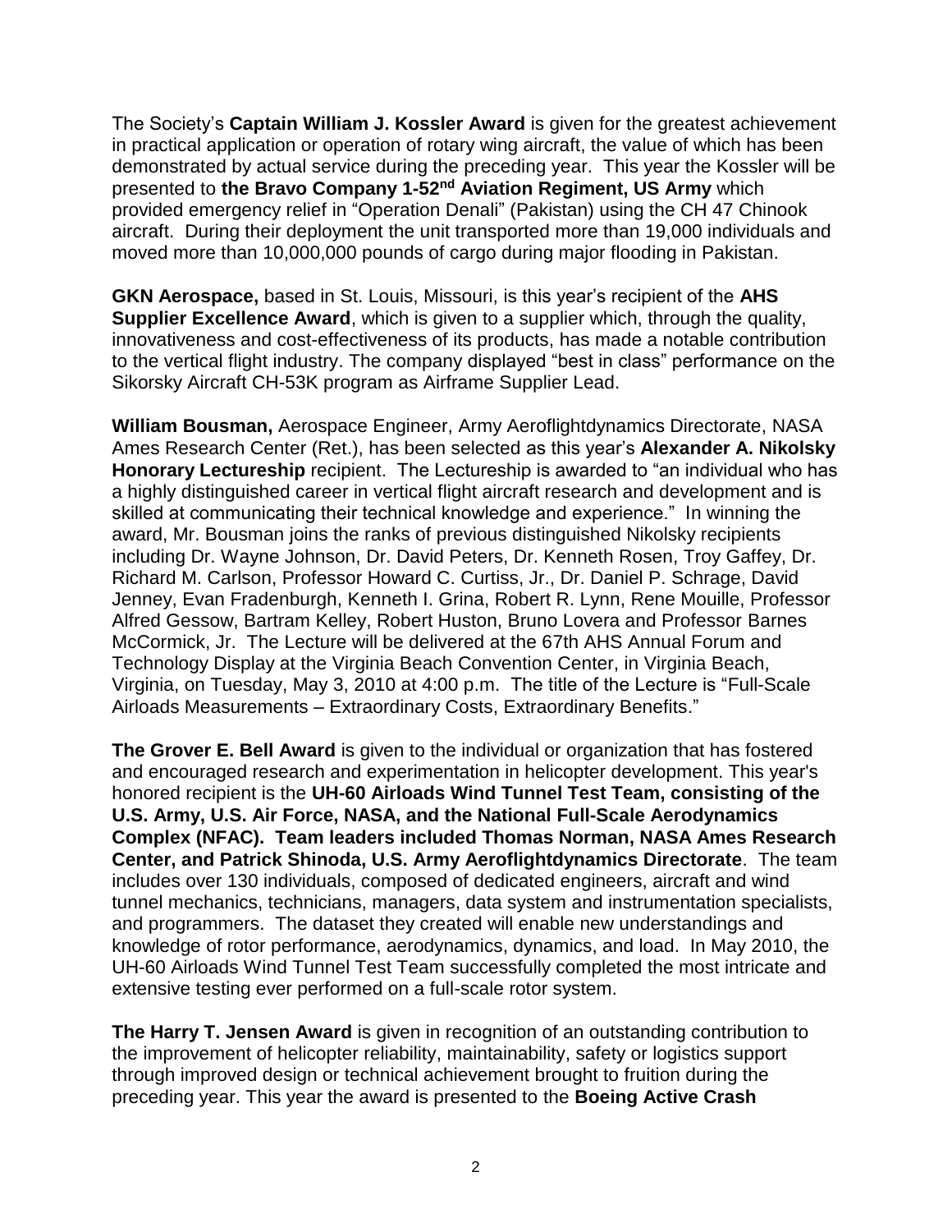The Society's **Captain William J. Kossler Award** is given for the greatest achievement in practical application or operation of rotary wing aircraft, the value of which has been demonstrated by actual service during the preceding year. This year the Kossler will be presented to **the Bravo Company 1-52nd Aviation Regiment, US Army** which provided emergency relief in "Operation Denali" (Pakistan) using the CH 47 Chinook aircraft. During their deployment the unit transported more than 19,000 individuals and moved more than 10,000,000 pounds of cargo during major flooding in Pakistan.

**GKN Aerospace,** based in St. Louis, Missouri, is this year's recipient of the **AHS Supplier Excellence Award**, which is given to a supplier which, through the quality, innovativeness and cost-effectiveness of its products, has made a notable contribution to the vertical flight industry. The company displayed "best in class" performance on the Sikorsky Aircraft CH-53K program as Airframe Supplier Lead.

**William Bousman,** Aerospace Engineer, Army Aeroflightdynamics Directorate, NASA Ames Research Center (Ret.), has been selected as this year's **Alexander A. Nikolsky Honorary Lectureship** recipient. The Lectureship is awarded to "an individual who has a highly distinguished career in vertical flight aircraft research and development and is skilled at communicating their technical knowledge and experience." In winning the award, Mr. Bousman joins the ranks of previous distinguished Nikolsky recipients including Dr. Wayne Johnson, Dr. David Peters, Dr. Kenneth Rosen, Troy Gaffey, Dr. Richard M. Carlson, Professor Howard C. Curtiss, Jr., Dr. Daniel P. Schrage, David Jenney, Evan Fradenburgh, Kenneth I. Grina, Robert R. Lynn, Rene Mouille, Professor Alfred Gessow, Bartram Kelley, Robert Huston, Bruno Lovera and Professor Barnes McCormick, Jr. The Lecture will be delivered at the 67th AHS Annual Forum and Technology Display at the Virginia Beach Convention Center, in Virginia Beach, Virginia, on Tuesday, May 3, 2010 at 4:00 p.m. The title of the Lecture is "Full-Scale Airloads Measurements – Extraordinary Costs, Extraordinary Benefits."

**The Grover E. Bell Award** is given to the individual or organization that has fostered and encouraged research and experimentation in helicopter development. This year's honored recipient is the **UH-60 Airloads Wind Tunnel Test Team, consisting of the U.S. Army, U.S. Air Force, NASA, and the National Full-Scale Aerodynamics Complex (NFAC). Team leaders included Thomas Norman, NASA Ames Research Center, and Patrick Shinoda, U.S. Army Aeroflightdynamics Directorate**. The team includes over 130 individuals, composed of dedicated engineers, aircraft and wind tunnel mechanics, technicians, managers, data system and instrumentation specialists, and programmers. The dataset they created will enable new understandings and knowledge of rotor performance, aerodynamics, dynamics, and load. In May 2010, the UH-60 Airloads Wind Tunnel Test Team successfully completed the most intricate and extensive testing ever performed on a full-scale rotor system.

**The Harry T. Jensen Award** is given in recognition of an outstanding contribution to the improvement of helicopter reliability, maintainability, safety or logistics support through improved design or technical achievement brought to fruition during the preceding year. This year the award is presented to the **Boeing Active Crash**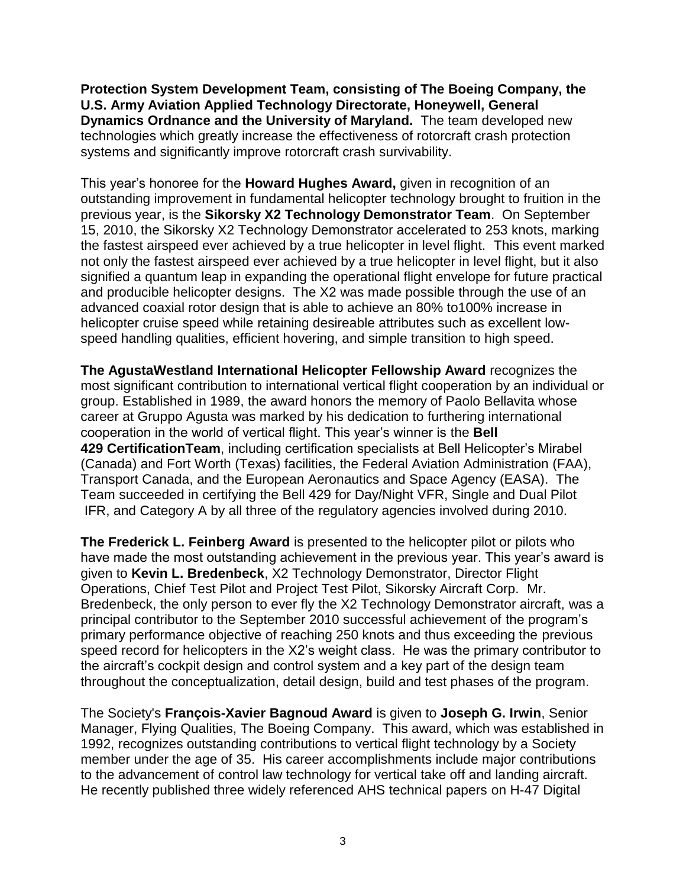**Protection System Development Team, consisting of The Boeing Company, the U.S. Army Aviation Applied Technology Directorate, Honeywell, General Dynamics Ordnance and the University of Maryland.** The team developed new technologies which greatly increase the effectiveness of rotorcraft crash protection systems and significantly improve rotorcraft crash survivability.

This year's honoree for the **Howard Hughes Award,** given in recognition of an outstanding improvement in fundamental helicopter technology brought to fruition in the previous year, is the **Sikorsky X2 Technology Demonstrator Team**. On September 15, 2010, the Sikorsky X2 Technology Demonstrator accelerated to 253 knots, marking the fastest airspeed ever achieved by a true helicopter in level flight. This event marked not only the fastest airspeed ever achieved by a true helicopter in level flight, but it also signified a quantum leap in expanding the operational flight envelope for future practical and producible helicopter designs. The X2 was made possible through the use of an advanced coaxial rotor design that is able to achieve an 80% to100% increase in helicopter cruise speed while retaining desireable attributes such as excellent low-speed handling qualities, efficient hovering, and simple transition to high speed.

**The AgustaWestland International Helicopter Fellowship Award** recognizes the most significant contribution to international vertical flight cooperation by an individual or group. Established in 1989, the award honors the memory of Paolo Bellavita whose career at Gruppo Agusta was marked by his dedication to furthering international cooperation in the world of vertical flight. This year's winner is the **Bell 429 CertificationTeam**, including certification specialists at Bell Helicopter's Mirabel (Canada) and Fort Worth (Texas) facilities, the Federal Aviation Administration (FAA), Transport Canada, and the European Aeronautics and Space Agency (EASA). The Team succeeded in certifying the Bell 429 for Day/Night VFR, Single and Dual Pilot IFR, and Category A by all three of the regulatory agencies involved during 2010.

**The Frederick L. Feinberg Award** is presented to the helicopter pilot or pilots who have made the most outstanding achievement in the previous year. This year's award is given to **Kevin L. Bredenbeck**, X2 Technology Demonstrator, Director Flight Operations, Chief Test Pilot and Project Test Pilot, Sikorsky Aircraft Corp. Mr. Bredenbeck, the only person to ever fly the X2 Technology Demonstrator aircraft, was a principal contributor to the September 2010 successful achievement of the program's primary performance objective of reaching 250 knots and thus exceeding the previous speed record for helicopters in the X2's weight class. He was the primary contributor to the aircraft's cockpit design and control system and a key part of the design team throughout the conceptualization, detail design, build and test phases of the program.

The Society's **François-Xavier Bagnoud Award** is given to **Joseph G. Irwin**, Senior Manager, Flying Qualities, The Boeing Company. This award, which was established in 1992, recognizes outstanding contributions to vertical flight technology by a Society member under the age of 35. His career accomplishments include major contributions to the advancement of control law technology for vertical take off and landing aircraft. He recently published three widely referenced AHS technical papers on H-47 Digital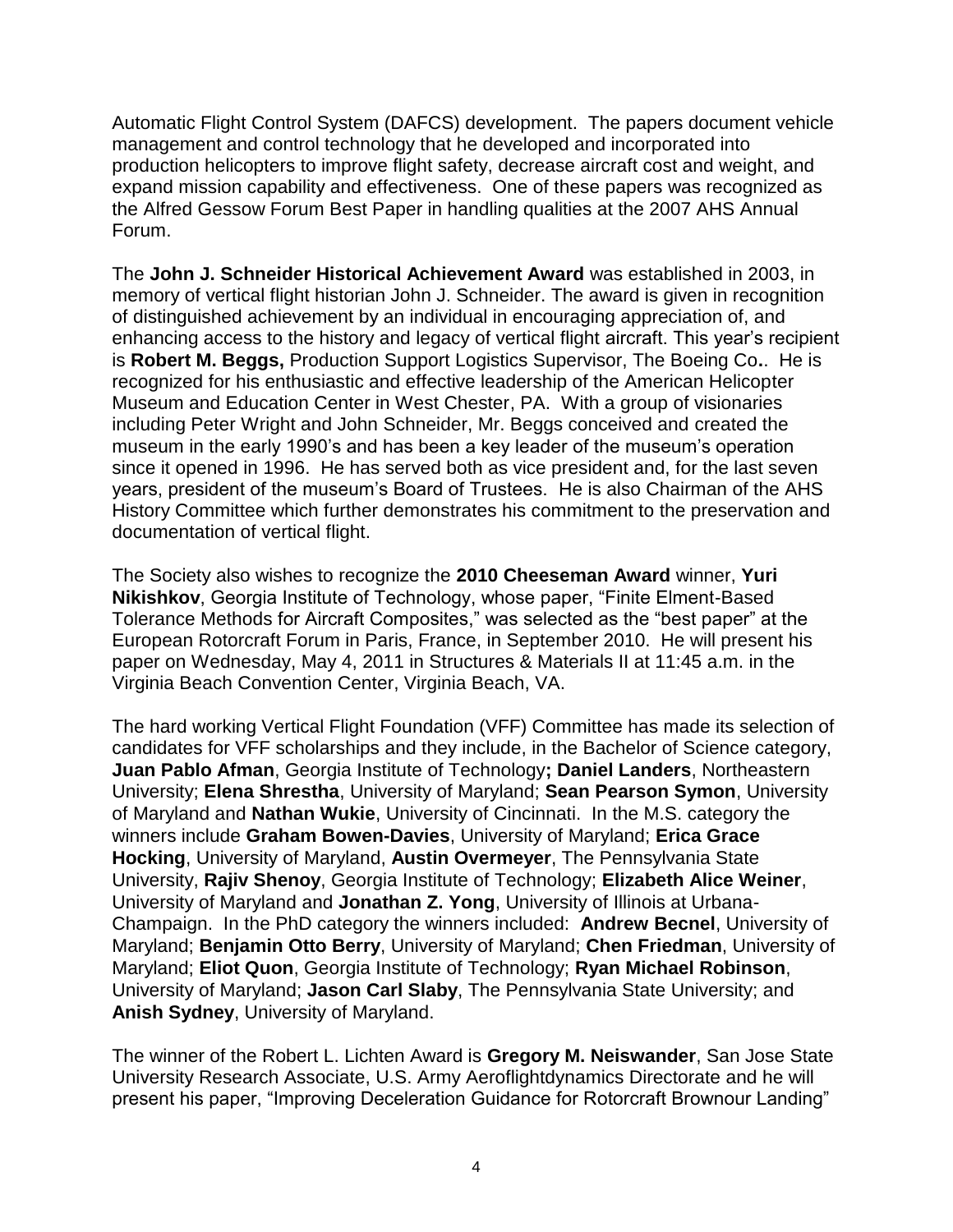Automatic Flight Control System (DAFCS) development. The papers document vehicle management and control technology that he developed and incorporated into production helicopters to improve flight safety, decrease aircraft cost and weight, and expand mission capability and effectiveness. One of these papers was recognized as the Alfred Gessow Forum Best Paper in handling qualities at the 2007 AHS Annual Forum.

The **John J. Schneider Historical Achievement Award** was established in 2003, in memory of vertical flight historian John J. Schneider. The award is given in recognition of distinguished achievement by an individual in encouraging appreciation of, and enhancing access to the history and legacy of vertical flight aircraft. This year's recipient is **Robert M. Beggs,** Production Support Logistics Supervisor, The Boeing Co**.** He is recognized for his enthusiastic and effective leadership of the American Helicopter Museum and Education Center in West Chester, PA. With a group of visionaries including Peter Wright and John Schneider, Mr. Beggs conceived and created the museum in the early 1990's and has been a key leader of the museum's operation since it opened in 1996. He has served both as vice president and, for the last seven years, president of the museum's Board of Trustees. He is also Chairman of the AHS History Committee which further demonstrates his commitment to the preservation and documentation of vertical flight.

The Society also wishes to recognize the **2010 Cheeseman Award** winner, **Yuri Nikishkov**, Georgia Institute of Technology, whose paper, "Finite Elment-Based Tolerance Methods for Aircraft Composites," was selected as the "best paper" at the European Rotorcraft Forum in Paris, France, in September 2010. He will present his paper on Wednesday, May 4, 2011 in Structures & Materials II at 11:45 a.m. in the Virginia Beach Convention Center, Virginia Beach, VA.

The hard working Vertical Flight Foundation (VFF) Committee has made its selection of candidates for VFF scholarships and they include, in the Bachelor of Science category, **Juan Pablo Afman**, Georgia Institute of Technology**; Daniel Landers**, Northeastern University; **Elena Shrestha**, University of Maryland; **Sean Pearson Symon**, University of Maryland and **Nathan Wukie**, University of Cincinnati. In the M.S. category the winners include **Graham Bowen-Davies**, University of Maryland; **Erica Grace Hocking**, University of Maryland, **Austin Overmeyer**, The Pennsylvania State University, **Rajiv Shenoy**, Georgia Institute of Technology; **Elizabeth Alice Weiner**, University of Maryland and **Jonathan Z. Yong**, University of Illinois at Urbana-Champaign. In the PhD category the winners included: **Andrew Becnel**, University of Maryland; **Benjamin Otto Berry**, University of Maryland; **Chen Friedman**, University of Maryland; **Eliot Quon**, Georgia Institute of Technology; **Ryan Michael Robinson**, University of Maryland; **Jason Carl Slaby**, The Pennsylvania State University; and **Anish Sydney**, University of Maryland.

The winner of the Robert L. Lichten Award is **Gregory M. Neiswander**, San Jose State University Research Associate, U.S. Army Aeroflightdynamics Directorate and he will present his paper, "Improving Deceleration Guidance for Rotorcraft Brownour Landing"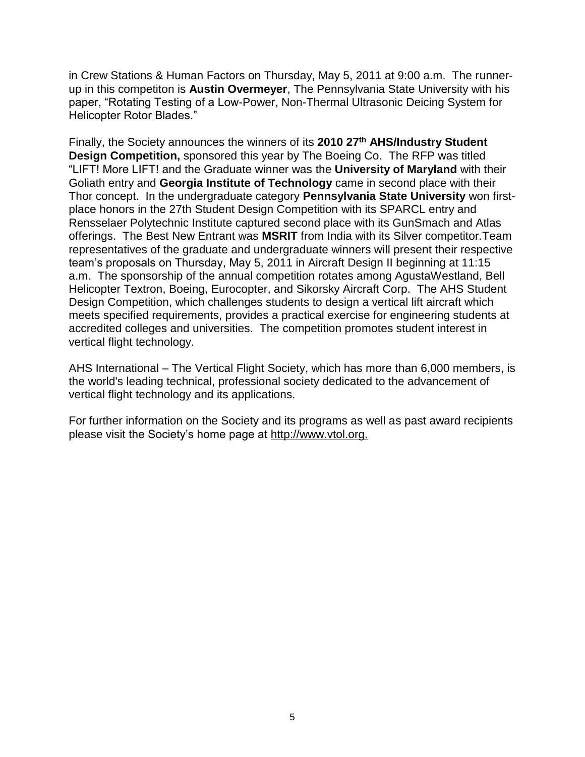in Crew Stations & Human Factors on Thursday, May 5, 2011 at 9:00 a.m. The runner-up in this competiton is **Austin Overmeyer**, The Pennsylvania State University with his paper, "Rotating Testing of a Low-Power, Non-Thermal Ultrasonic Deicing System for Helicopter Rotor Blades."

Finally, the Society announces the winners of its **2010 27th AHS/Industry Student Design Competition,** sponsored this year by The Boeing Co. The RFP was titled "LIFT! More LIFT! and the Graduate winner was the **University of Maryland** with their Goliath entry and **Georgia Institute of Technology** came in second place with their Thor concept. In the undergraduate category **Pennsylvania State University** won first-place honors in the 27th Student Design Competition with its SPARCL entry and Rensselaer Polytechnic Institute captured second place with its GunSmach and Atlas offerings. The Best New Entrant was **MSRIT** from India with its Silver competitor.Team representatives of the graduate and undergraduate winners will present their respective team's proposals on Thursday, May 5, 2011 in Aircraft Design II beginning at 11:15 a.m. The sponsorship of the annual competition rotates among AgustaWestland, Bell Helicopter Textron, Boeing, Eurocopter, and Sikorsky Aircraft Corp. The AHS Student Design Competition, which challenges students to design a vertical lift aircraft which meets specified requirements, provides a practical exercise for engineering students at accredited colleges and universities. The competition promotes student interest in vertical flight technology.

AHS International – The Vertical Flight Society, which has more than 6,000 members, is the world's leading technical, professional society dedicated to the advancement of vertical flight technology and its applications.

For further information on the Society and its programs as well as past award recipients please visit the Society's home page at http://www.vtol.org.